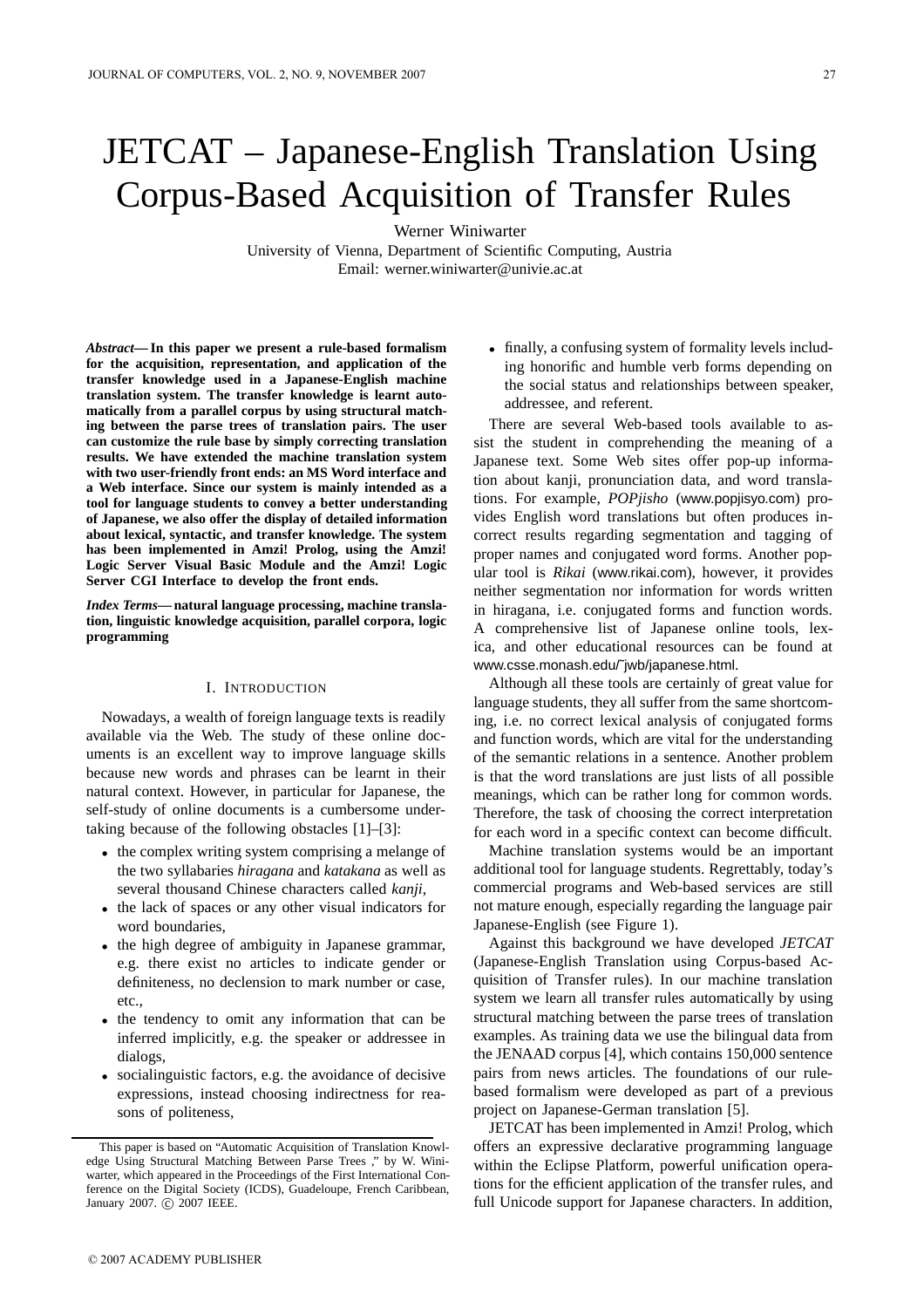# JETCAT – Japanese-English Translation Using Corpus-Based Acquisition of Transfer Rules

Werner Winiwarter

University of Vienna, Department of Scientific Computing, Austria

Email: werner.winiwarter@univie.ac.at

***Abstract*— In this paper we present a rule-based formalism for the acquisition, representation, and application of the transfer knowledge used in a Japanese-English machine translation system. The transfer knowledge is learnt automatically from a parallel corpus by using structural matching between the parse trees of translation pairs. The user can customize the rule base by simply correcting translation results. We have extended the machine translation system with two user-friendly front ends: an MS Word interface and a Web interface. Since our system is mainly intended as a tool for language students to convey a better understanding of Japanese, we also offer the display of detailed information about lexical, syntactic, and transfer knowledge. The system has been implemented in Amzi! Prolog, using the Amzi! Logic Server Visual Basic Module and the Amzi! Logic Server CGI Interface to develop the front ends.**

***Index Terms*— natural language processing, machine translation, linguistic knowledge acquisition, parallel corpora, logic programming**

## I. Introduction

Nowadays, a wealth of foreign language texts is readily available via the Web. The study of these online documents is an excellent way to improve language skills because new words and phrases can be learnt in their natural context. However, in particular for Japanese, the self-study of online documents is a cumbersome undertaking because of the following obstacles [1]–[3]:

- the complex writing system comprising a melange of the two syllabaries *hiragana* and *katakana* as well as several thousand Chinese characters called *kanji*,
- the lack of spaces or any other visual indicators for word boundaries,
- the high degree of ambiguity in Japanese grammar, e.g. there exist no articles to indicate gender or definiteness, no declension to mark number or case, etc.,
- the tendency to omit any information that can be inferred implicitly, e.g. the speaker or addressee in dialogs,
- socialinguistic factors, e.g. the avoidance of decisive expressions, instead choosing indirectness for reasons of politeness,
- finally, a confusing system of formality levels including honorific and humble verb forms depending on the social status and relationships between speaker, addressee, and referent.

There are several Web-based tools available to assist the student in comprehending the meaning of a Japanese text. Some Web sites offer pop-up information about kanji, pronunciation data, and word translations. For example, *POPjisho* (www.popjisyo.com) provides English word translations but often produces incorrect results regarding segmentation and tagging of proper names and conjugated word forms. Another popular tool is *Rikai* (www.rikai.com), however, it provides neither segmentation nor information for words written in hiragana, i.e. conjugated forms and function words. A comprehensive list of Japanese online tools, lexica, and other educational resources can be found at www.csse.monash.edu/~jwb/japanese.html.

Although all these tools are certainly of great value for language students, they all suffer from the same shortcoming, i.e. no correct lexical analysis of conjugated forms and function words, which are vital for the understanding of the semantic relations in a sentence. Another problem is that the word translations are just lists of all possible meanings, which can be rather long for common words. Therefore, the task of choosing the correct interpretation for each word in a specific context can become difficult.

Machine translation systems would be an important additional tool for language students. Regrettably, today's commercial programs and Web-based services are still not mature enough, especially regarding the language pair Japanese-English (see Figure 1).

Against this background we have developed *JETCAT* (Japanese-English Translation using Corpus-based Acquisition of Transfer rules). In our machine translation system we learn all transfer rules automatically by using structural matching between the parse trees of translation examples. As training data we use the bilingual data from the JENAAD corpus [4], which contains 150,000 sentence pairs from news articles. The foundations of our rule-based formalism were developed as part of a previous project on Japanese-German translation [5].

JETCAT has been implemented in Amzi! Prolog, which offers an expressive declarative programming language within the Eclipse Platform, powerful unification operations for the efficient application of the transfer rules, and full Unicode support for Japanese characters. In addition,

This paper is based on "Automatic Acquisition of Translation Knowledge Using Structural Matching Between Parse Trees ," by W. Winiwarter, which appeared in the Proceedings of the First International Conference on the Digital Society (ICDS), Guadeloupe, French Caribbean, January 2007. © 2007 IEEE.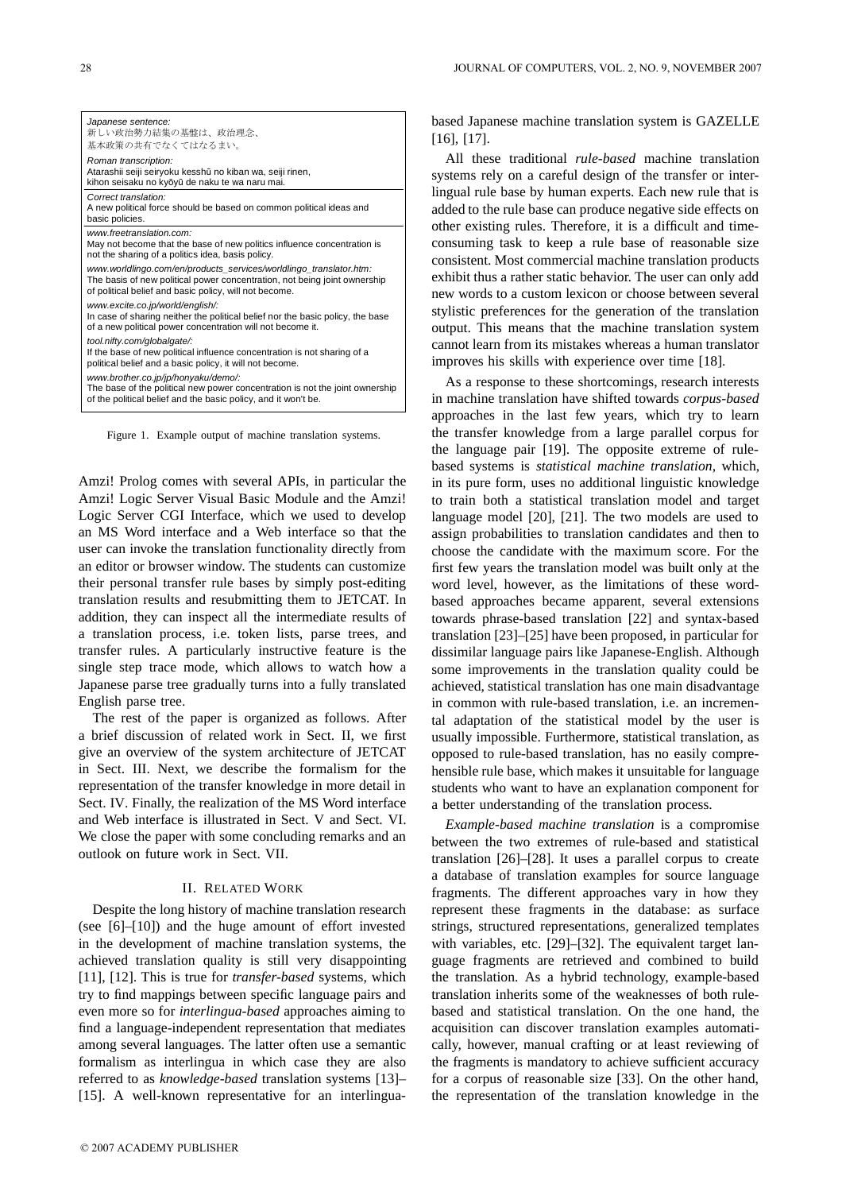*Japanese sentence:*
新しい政治勢力結集の基盤は、政治理念、
基本政策の共有でなくてはなるまい。

*Roman transcription:*
Atarashii seiji seiryoku kesshū no kiban wa, seiji rinen,
kihon seisaku no kyōyū de naku te wa naru mai.

*Correct translation:*
A new political force should be based on common political ideas and basic policies.

*www.freetranslation.com:*
May not become that the base of new politics influence concentration is not the sharing of a politics idea, basis policy.

*www.worldlingo.com/en/products_services/worldlingo_translator.htm:*
The basis of new political power concentration, not being joint ownership of political belief and basic policy, will not become.

*www.excite.co.jp/world/english/:*
In case of sharing neither the political belief nor the basic policy, the base of a new political power concentration will not become it.

*tool.nifty.com/globalgate/:*
If the base of new political influence concentration is not sharing of a political belief and a basic policy, it will not become.

*www.brother.co.jp/jp/honyaku/demo/:*
The base of the political new power concentration is not the joint ownership of the political belief and the basic policy, and it won't be.

Figure 1. Example output of machine translation systems.

Amzi! Prolog comes with several APIs, in particular the Amzi! Logic Server Visual Basic Module and the Amzi! Logic Server CGI Interface, which we used to develop an MS Word interface and a Web interface so that the user can invoke the translation functionality directly from an editor or browser window. The students can customize their personal transfer rule bases by simply post-editing translation results and resubmitting them to JETCAT. In addition, they can inspect all the intermediate results of a translation process, i.e. token lists, parse trees, and transfer rules. A particularly instructive feature is the single step trace mode, which allows to watch how a Japanese parse tree gradually turns into a fully translated English parse tree.

The rest of the paper is organized as follows. After a brief discussion of related work in Sect. II, we first give an overview of the system architecture of JETCAT in Sect. III. Next, we describe the formalism for the representation of the transfer knowledge in more detail in Sect. IV. Finally, the realization of the MS Word interface and Web interface is illustrated in Sect. V and Sect. VI. We close the paper with some concluding remarks and an outlook on future work in Sect. VII.

## II. Related Work

Despite the long history of machine translation research (see [6]–[10]) and the huge amount of effort invested in the development of machine translation systems, the achieved translation quality is still very disappointing [11], [12]. This is true for *transfer-based* systems, which try to find mappings between specific language pairs and even more so for *interlingua-based* approaches aiming to find a language-independent representation that mediates among several languages. The latter often use a semantic formalism as interlingua in which case they are also referred to as *knowledge-based* translation systems [13]–[15]. A well-known representative for an interlingua-based Japanese machine translation system is GAZELLE [16], [17].

All these traditional *rule-based* machine translation systems rely on a careful design of the transfer or interlingual rule base by human experts. Each new rule that is added to the rule base can produce negative side effects on other existing rules. Therefore, it is a difficult and time-consuming task to keep a rule base of reasonable size consistent. Most commercial machine translation products exhibit thus a rather static behavior. The user can only add new words to a custom lexicon or choose between several stylistic preferences for the generation of the translation output. This means that the machine translation system cannot learn from its mistakes whereas a human translator improves his skills with experience over time [18].

As a response to these shortcomings, research interests in machine translation have shifted towards *corpus-based* approaches in the last few years, which try to learn the transfer knowledge from a large parallel corpus for the language pair [19]. The opposite extreme of rule-based systems is *statistical machine translation*, which, in its pure form, uses no additional linguistic knowledge to train both a statistical translation model and target language model [20], [21]. The two models are used to assign probabilities to translation candidates and then to choose the candidate with the maximum score. For the first few years the translation model was built only at the word level, however, as the limitations of these word-based approaches became apparent, several extensions towards phrase-based translation [22] and syntax-based translation [23]–[25] have been proposed, in particular for dissimilar language pairs like Japanese-English. Although some improvements in the translation quality could be achieved, statistical translation has one main disadvantage in common with rule-based translation, i.e. an incremental adaptation of the statistical model by the user is usually impossible. Furthermore, statistical translation, as opposed to rule-based translation, has no easily comprehensible rule base, which makes it unsuitable for language students who want to have an explanation component for a better understanding of the translation process.

*Example-based machine translation* is a compromise between the two extremes of rule-based and statistical translation [26]–[28]. It uses a parallel corpus to create a database of translation examples for source language fragments. The different approaches vary in how they represent these fragments in the database: as surface strings, structured representations, generalized templates with variables, etc. [29]–[32]. The equivalent target language fragments are retrieved and combined to build the translation. As a hybrid technology, example-based translation inherits some of the weaknesses of both rule-based and statistical translation. On the one hand, the acquisition can discover translation examples automatically, however, manual crafting or at least reviewing of the fragments is mandatory to achieve sufficient accuracy for a corpus of reasonable size [33]. On the other hand, the representation of the translation knowledge in the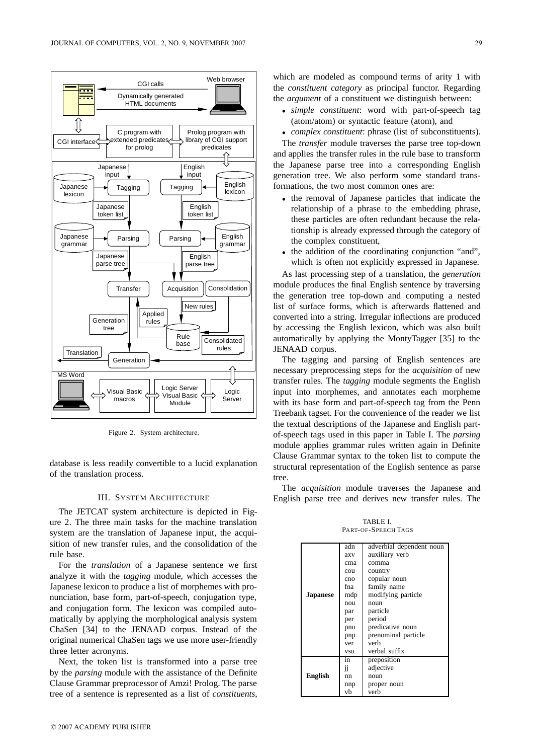Figure 2. System architecture.

database is less readily convertible to a lucid explanation of the translation process.

## III. SYSTEM ARCHITECTURE

The JETCAT system architecture is depicted in Figure 2. The three main tasks for the machine translation system are the translation of Japanese input, the acquisition of new transfer rules, and the consolidation of the rule base.

For the *translation* of a Japanese sentence we first analyze it with the *tagging* module, which accesses the Japanese lexicon to produce a list of morphemes with pronunciation, base form, part-of-speech, conjugation type, and conjugation form. The lexicon was compiled automatically by applying the morphological analysis system ChaSen [34] to the JENAAD corpus. Instead of the original numerical ChaSen tags we use more user-friendly three letter acronyms.

Next, the token list is transformed into a parse tree by the *parsing* module with the assistance of the Definite Clause Grammar preprocessor of Amzi! Prolog. The parse tree of a sentence is represented as a list of *constituents*, which are modeled as compound terms of arity 1 with the *constituent category* as principal functor. Regarding the *argument* of a constituent we distinguish between:

- *simple constituent*: word with part-of-speech tag (atom/atom) or syntactic feature (atom), and
- *complex constituent*: phrase (list of subconstituents).

The *transfer* module traverses the parse tree top-down and applies the transfer rules in the rule base to transform the Japanese parse tree into a corresponding English generation tree. We also perform some standard transformations, the two most common ones are:

- the removal of Japanese particles that indicate the relationship of a phrase to the embedding phrase, these particles are often redundant because the relationship is already expressed through the category of the complex constituent,
- the addition of the coordinating conjunction "and", which is often not explicitly expressed in Japanese.

As last processing step of a translation, the *generation* module produces the final English sentence by traversing the generation tree top-down and computing a nested list of surface forms, which is afterwards flattened and converted into a string. Irregular inflections are produced by accessing the English lexicon, which was also built automatically by applying the MontyTagger [35] to the JENAAD corpus.

The tagging and parsing of English sentences are necessary preprocessing steps for the *acquisition* of new transfer rules. The *tagging* module segments the English input into morphemes, and annotates each morpheme with its base form and part-of-speech tag from the Penn Treebank tagset. For the convenience of the reader we list the textual descriptions of the Japanese and English part-of-speech tags used in this paper in Table I. The *parsing* module applies grammar rules written again in Definite Clause Grammar syntax to the token list to compute the structural representation of the English sentence as parse tree.

The *acquisition* module traverses the Japanese and English parse tree and derives new transfer rules. The

TABLE I.
PART-OF-SPEECH TAGS

| | | |
|---|---|---|
| **Japanese** | adn | adverbial dependent noun |
| | axv | auxiliary verb |
| | cma | comma |
| | cou | country |
| | cno | copular noun |
| | fna | family name |
| | mdp | modifying particle |
| | nou | noun |
| | par | particle |
| | per | period |
| | pno | predicative noun |
| | pnp | prenominal particle |
| | ver | verb |
| | vsu | verbal suffix |
| **English** | in | preposition |
| | jj | adjective |
| | nn | noun |
| | nnp | proper noun |
| | vb | verb |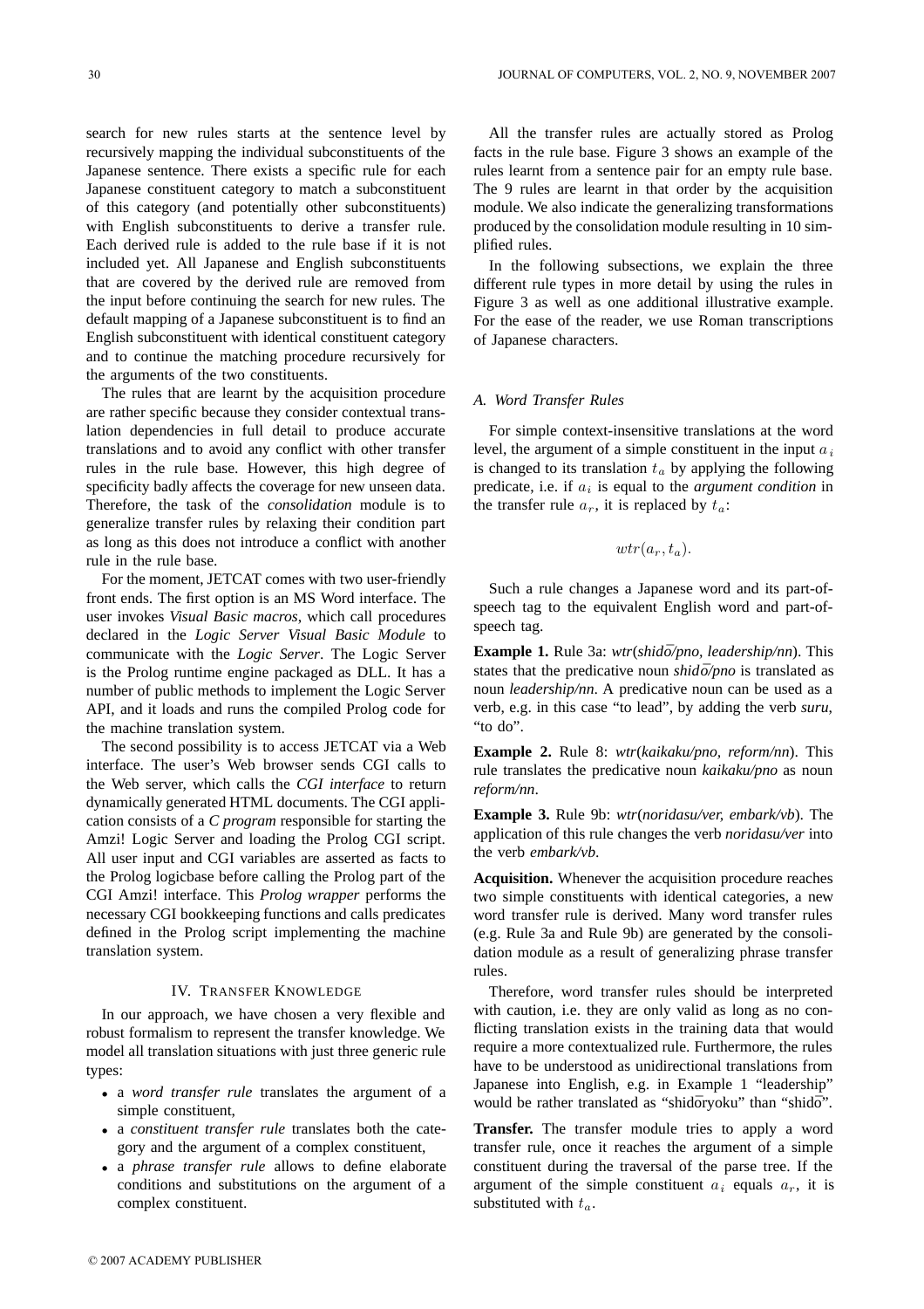search for new rules starts at the sentence level by recursively mapping the individual subconstituents of the Japanese sentence. There exists a specific rule for each Japanese constituent category to match a subconstituent of this category (and potentially other subconstituents) with English subconstituents to derive a transfer rule. Each derived rule is added to the rule base if it is not included yet. All Japanese and English subconstituents that are covered by the derived rule are removed from the input before continuing the search for new rules. The default mapping of a Japanese subconstituent is to find an English subconstituent with identical constituent category and to continue the matching procedure recursively for the arguments of the two constituents.

The rules that are learnt by the acquisition procedure are rather specific because they consider contextual translation dependencies in full detail to produce accurate translations and to avoid any conflict with other transfer rules in the rule base. However, this high degree of specificity badly affects the coverage for new unseen data. Therefore, the task of the *consolidation* module is to generalize transfer rules by relaxing their condition part as long as this does not introduce a conflict with another rule in the rule base.

For the moment, JETCAT comes with two user-friendly front ends. The first option is an MS Word interface. The user invokes *Visual Basic macros*, which call procedures declared in the *Logic Server Visual Basic Module* to communicate with the *Logic Server*. The Logic Server is the Prolog runtime engine packaged as DLL. It has a number of public methods to implement the Logic Server API, and it loads and runs the compiled Prolog code for the machine translation system.

The second possibility is to access JETCAT via a Web interface. The user's Web browser sends CGI calls to the Web server, which calls the *CGI interface* to return dynamically generated HTML documents. The CGI application consists of a *C program* responsible for starting the Amzi! Logic Server and loading the Prolog CGI script. All user input and CGI variables are asserted as facts to the Prolog logicbase before calling the Prolog part of the CGI Amzi! interface. This *Prolog wrapper* performs the necessary CGI bookkeeping functions and calls predicates defined in the Prolog script implementing the machine translation system.

## IV. Transfer Knowledge

In our approach, we have chosen a very flexible and robust formalism to represent the transfer knowledge. We model all translation situations with just three generic rule types:

- a *word transfer rule* translates the argument of a simple constituent,
- a *constituent transfer rule* translates both the category and the argument of a complex constituent,
- a *phrase transfer rule* allows to define elaborate conditions and substitutions on the argument of a complex constituent.

All the transfer rules are actually stored as Prolog facts in the rule base. Figure 3 shows an example of the rules learnt from a sentence pair for an empty rule base. The 9 rules are learnt in that order by the acquisition module. We also indicate the generalizing transformations produced by the consolidation module resulting in 10 simplified rules.

In the following subsections, we explain the three different rule types in more detail by using the rules in Figure 3 as well as one additional illustrative example. For the ease of the reader, we use Roman transcriptions of Japanese characters.

### A. Word Transfer Rules

For simple context-insensitive translations at the word level, the argument of a simple constituent in the input $a_i$ is changed to its translation $t_a$ by applying the following predicate, i.e. if $a_i$ is equal to the *argument condition* in the transfer rule $a_r$, it is replaced by $t_a$:

$$wtr(a_r, t_a).$$

Such a rule changes a Japanese word and its part-of-speech tag to the equivalent English word and part-of-speech tag.

**Example 1.** Rule 3a: *wtr*(*shidō/pno, leadership/nn*). This states that the predicative noun *shidō/pno* is translated as noun *leadership/nn*. A predicative noun can be used as a verb, e.g. in this case "to lead", by adding the verb *suru*, "to do".

**Example 2.** Rule 8: *wtr*(*kaikaku/pno, reform/nn*). This rule translates the predicative noun *kaikaku/pno* as noun *reform/nn*.

**Example 3.** Rule 9b: *wtr*(*noridasu/ver, embark/vb*). The application of this rule changes the verb *noridasu/ver* into the verb *embark/vb*.

**Acquisition.** Whenever the acquisition procedure reaches two simple constituents with identical categories, a new word transfer rule is derived. Many word transfer rules (e.g. Rule 3a and Rule 9b) are generated by the consolidation module as a result of generalizing phrase transfer rules.

Therefore, word transfer rules should be interpreted with caution, i.e. they are only valid as long as no conflicting translation exists in the training data that would require a more contextualized rule. Furthermore, the rules have to be understood as unidirectional translations from Japanese into English, e.g. in Example 1 "leadership" would be rather translated as "shidōryoku" than "shidō".

**Transfer.** The transfer module tries to apply a word transfer rule, once it reaches the argument of a simple constituent during the traversal of the parse tree. If the argument of the simple constituent $a_i$ equals $a_r$, it is substituted with $t_a$.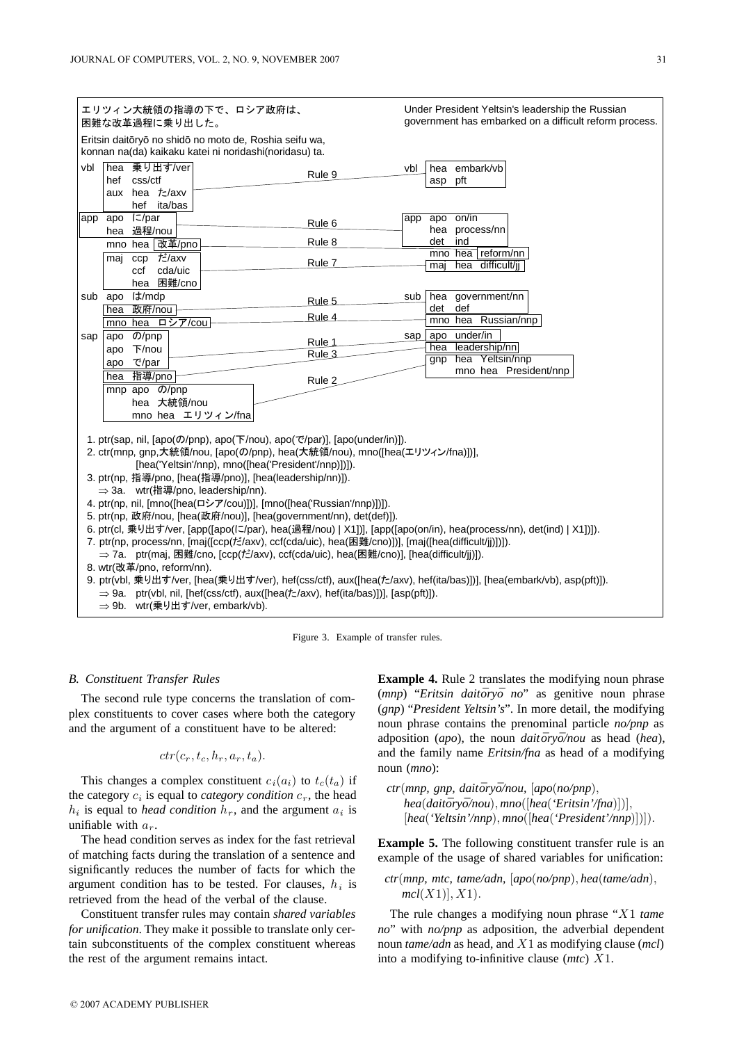エリツィン大統領の指導の下で、ロシア政府は、困難な改革過程に乗り出した。

Under President Yeltsin's leadership the Russian government has embarked on a difficult reform process.

Eritsin daitōryō no shidō no moto de, Roshia seifu wa, konnan na(da) kaikaku katei ni noridashi(noridasu) ta.

```
vbl  hea 乗り出す/ver              Rule 9     vbl  hea embark/vb
     hef css/ctf                                   asp pft
     aux hea た/axv
         hef ita/bas
app  apo に/par                    Rule 6     app  apo on/in
     hea 過程/nou                                  hea process/nn
     mno hea 改革/pno              Rule 8          det ind
     maj ccp だ/axv                                mno hea reform/nn
         ccf cda/uic               Rule 7          maj hea difficult/jj
         hea 困難/cno
sub  apo は/mdp                    Rule 5     sub  hea government/nn
     hea 政府/nou                                  det def
     mno hea ロシア/cou             Rule 4          mno hea Russian/nnp
sap  apo の/pnp                    Rule 1     sap  apo under/in
     apo 下/nou                    Rule 3          hea leadership/nn
     apo で/par                                    gnp hea Yeltsin/nnp
     hea 指導/pno                  Rule 2              mno hea President/nnp
     mnp apo の/pnp
         hea 大統領/nou
         mno hea エリツィン/fna
```

1. ptr(sap, nil, [apo(の/pnp), apo(下/nou), apo(で/par)], [apo(under/in)]).
2. ctr(mnp, gnp,大統領/nou, [apo(の/pnp), hea(大統領/nou), mno([hea(エリツィン/fna)])], [hea('Yeltsin'/nnp), mno([hea('President'/nnp)])]).
3. ptr(np, 指導/pno, [hea(指導/pno)], [hea(leadership/nn)]).
   ⇒ 3a. wtr(指導/pno, leadership/nn).
4. ptr(np, nil, [mno([hea(ロシア/cou)])], [mno([hea('Russian'/nnp)])]).
5. ptr(np, 政府/nou, [hea(政府/nou)], [hea(government/nn), det(def)]).
6. ptr(cl, 乗り出す/ver, [app([apo(に/par), hea(過程/nou) | X1])], [app([apo(on/in), hea(process/nn), det(ind) | X1])]).
7. ptr(np, process/nn, [maj([ccp(だ/axv), ccf(cda/uic), hea(困難/cno)])], [maj([hea(difficult/jj)])]).
   ⇒ 7a. ptr(maj, 困難/cno, [ccp(だ/axv), ccf(cda/uic), hea(困難/cno)], [hea(difficult/jj)]).
8. wtr(改革/pno, reform/nn).
9. ptr(vbl, 乗り出す/ver, [hea(乗り出す/ver), hef(css/ctf), aux([hea(た/axv), hef(ita/bas)])], [hea(embark/vb), asp(pft)]).
   ⇒ 9a. ptr(vbl, nil, [hef(css/ctf), aux([hea(た/axv), hef(ita/bas)])], [asp(pft)]).
   ⇒ 9b. wtr(乗り出す/ver, embark/vb).

Figure 3. Example of transfer rules.

### *B. Constituent Transfer Rules*

The second rule type concerns the translation of complex constituents to cover cases where both the category and the argument of a constituent have to be altered:

$$ctr(c_r, t_c, h_r, a_r, t_a).$$

This changes a complex constituent $c_i(a_i)$ to $t_c(t_a)$ if the category $c_i$ is equal to *category condition* $c_r$, the head $h_i$ is equal to *head condition* $h_r$, and the argument $a_i$ is unifiable with $a_r$.

The head condition serves as index for the fast retrieval of matching facts during the translation of a sentence and significantly reduces the number of facts for which the argument condition has to be tested. For clauses, $h_i$ is retrieved from the head of the verbal of the clause.

Constituent transfer rules may contain *shared variables for unification*. They make it possible to translate only certain subconstituents of the complex constituent whereas the rest of the argument remains intact.

**Example 4.** Rule 2 translates the modifying noun phrase (*mnp*) "*Eritsin daitōryō no*" as genitive noun phrase (*gnp*) "*President Yeltsin's*". In more detail, the modifying noun phrase contains the prenominal particle *no/pnp* as adposition (*apo*), the noun *daitōryō/nou* as head (*hea*), and the family name *Eritsin/fna* as head of a modifying noun (*mno*):

*ctr*(*mnp*, *gnp*, *daitōryō/nou*, [*apo*(*no/pnp*), *hea*(*daitōryō/nou*), *mno*([*hea*('*Eritsin'/fna*)])], [*hea*('*Yeltsin'/nnp*), *mno*([*hea*('*President'/nnp*)])]).

**Example 5.** The following constituent transfer rule is an example of the usage of shared variables for unification:

*ctr*(*mnp*, *mtc*, *tame/adn*, [*apo*(*no/pnp*), *hea*(*tame/adn*), *mcl*($X1$)], $X1$).

The rule changes a modifying noun phrase "$X1$ *tame no*" with *no/pnp* as adposition, the adverbial dependent noun *tame/adn* as head, and $X1$ as modifying clause (*mcl*) into a modifying to-infinitive clause (*mtc*) $X1$.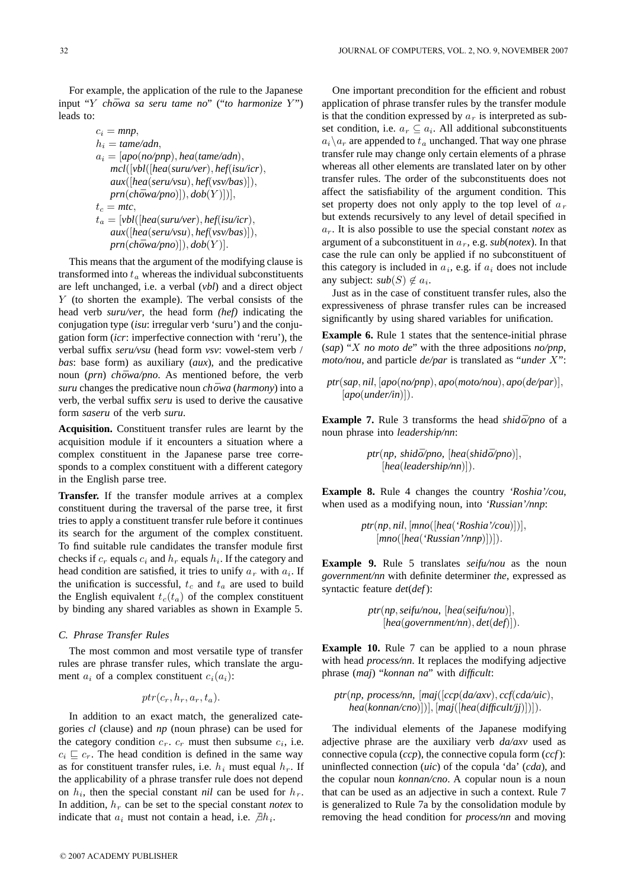For example, the application of the rule to the Japanese input "*Y chōwa sa seru tame no*" ("*to harmonize Y*") leads to:

$c_i$ = ***mnp***,
$h_i$ = ***tame/adn***,
$a_i$ = [***apo***(***no/pnp***), ***hea***(***tame/adn***),
***mcl***([***vbl***([***hea***(***suru/ver***), ***hef***(***isu/icr***),
***aux***([***hea***(***seru/vsu***), ***hef***(***vsv/bas***)]),
***prn***(***chōwa/pno***)]), ***dob***($Y$)])],
$t_c$ = ***mtc***,
$t_a$ = [***vbl***([***hea***(***suru/ver***), ***hef***(***isu/icr***),
***aux***([***hea***(***seru/vsu***), ***hef***(***vsv/bas***)]),
***prn***(***chōwa/pno***)]), ***dob***($Y$)].

This means that the argument of the modifying clause is transformed into $t_a$ whereas the individual subconstituents are left unchanged, i.e. a verbal (***vbl***) and a direct object $Y$ (to shorten the example). The verbal consists of the head verb ***suru/ver***, the head form *(**hef**)* indicating the conjugation type (***isu***: irregular verb 'suru') and the conjugation form (***icr***: imperfective connection with 'reru'), the verbal suffix ***seru/vsu*** (head form ***vsv***: vowel-stem verb / ***bas***: base form) as auxiliary (***aux***), and the predicative noun (***prn***) ***chōwa/pno***. As mentioned before, the verb ***suru*** changes the predicative noun ***chōwa*** (***harmony***) into a verb, the verbal suffix ***seru*** is used to derive the causative form ***saseru*** of the verb ***suru***.

**Acquisition.** Constituent transfer rules are learnt by the acquisition module if it encounters a situation where a complex constituent in the Japanese parse tree corresponds to a complex constituent with a different category in the English parse tree.

**Transfer.** If the transfer module arrives at a complex constituent during the traversal of the parse tree, it first tries to apply a constituent transfer rule before it continues its search for the argument of the complex constituent. To find suitable rule candidates the transfer module first checks if $c_r$ equals $c_i$ and $h_r$ equals $h_i$. If the category and head condition are satisfied, it tries to unify $a_r$ with $a_i$. If the unification is successful, $t_c$ and $t_a$ are used to build the English equivalent $t_c(t_a)$ of the complex constituent by binding any shared variables as shown in Example 5.

### C. Phrase Transfer Rules

The most common and most versatile type of transfer rules are phrase transfer rules, which translate the argument $a_i$ of a complex constituent $c_i(a_i)$:

$$ptr(c_r, h_r, a_r, t_a).$$

In addition to an exact match, the generalized categories ***cl*** (clause) and ***np*** (noun phrase) can be used for the category condition $c_r$. $c_r$ must then subsume $c_i$, i.e. $c_i \sqsubseteq c_r$. The head condition is defined in the same way as for constituent transfer rules, i.e. $h_i$ must equal $h_r$. If the applicability of a phrase transfer rule does not depend on $h_i$, then the special constant ***nil*** can be used for $h_r$. In addition, $h_r$ can be set to the special constant ***notex*** to indicate that $a_i$ must not contain a head, i.e. $\nexists h_i$.

One important precondition for the efficient and robust application of phrase transfer rules by the transfer module is that the condition expressed by $a_r$ is interpreted as subset condition, i.e. $a_r \subseteq a_i$. All additional subconstituents $a_i \backslash a_r$ are appended to $t_a$ unchanged. That way one phrase transfer rule may change only certain elements of a phrase whereas all other elements are translated later on by other transfer rules. The order of the subconstituents does not affect the satisfiability of the argument condition. This set property does not only apply to the top level of $a_r$ but extends recursively to any level of detail specified in $a_r$. It is also possible to use the special constant ***notex*** as argument of a subconstituent in $a_r$, e.g. ***sub***(***notex***). In that case the rule can only be applied if no subconstituent of this category is included in $a_i$, e.g. if $a_i$ does not include any subject: ***sub***$(S) \notin a_i$.

Just as in the case of constituent transfer rules, also the expressiveness of phrase transfer rules can be increased significantly by using shared variables for unification.

**Example 6.** Rule 1 states that the sentence-initial phrase (***sap***) "*X no moto de*" with the three adpositions ***no/pnp***, ***moto/nou***, and particle ***de/par*** is translated as "*under X*":

***ptr***(***sap***, ***nil***, [***apo***(***no/pnp***), ***apo***(***moto/nou***), ***apo***(***de/par***)], [***apo***(***under/in***)]).

**Example 7.** Rule 3 transforms the head ***shidō/pno*** of a noun phrase into ***leadership/nn***:

***ptr***(***np***, ***shidō/pno***, [***hea***(***shidō/pno***)], [***hea***(***leadership/nn***)]).

**Example 8.** Rule 4 changes the country ***'Roshia'/cou***, when used as a modifying noun, into ***'Russian'/nnp***:

***ptr***(***np***, ***nil***, [***mno***([***hea***(***'Roshia'/cou***)])], [***mno***([***hea***(***'Russian'/nnp***)])]).

**Example 9.** Rule 5 translates ***seifu/nou*** as the noun ***government/nn*** with definite determiner ***the***, expressed as syntactic feature ***det***(***def***):

***ptr***(***np***, ***seifu/nou***, [***hea***(***seifu/nou***)], [***hea***(***government/nn***), ***det***(***def***)]).

**Example 10.** Rule 7 can be applied to a noun phrase with head ***process/nn***. It replaces the modifying adjective phrase (***maj***) "*konnan na*" with ***difficult***:

***ptr***(***np***, ***process/nn***, [***maj***([***ccp***(***da/axv***), ***ccf***(***cda/uic***), ***hea***(***konnan/cno***)])], [***maj***([***hea***(***difficult/jj***)])]).

The individual elements of the Japanese modifying adjective phrase are the auxiliary verb ***da/axv*** used as connective copula (***ccp***), the connective copula form (***ccf***): uninflected connection (***uic***) of the copula 'da' (***cda***), and the copular noun ***konnan/cno***. A copular noun is a noun that can be used as an adjective in such a context. Rule 7 is generalized to Rule 7a by the consolidation module by removing the head condition for ***process/nn*** and moving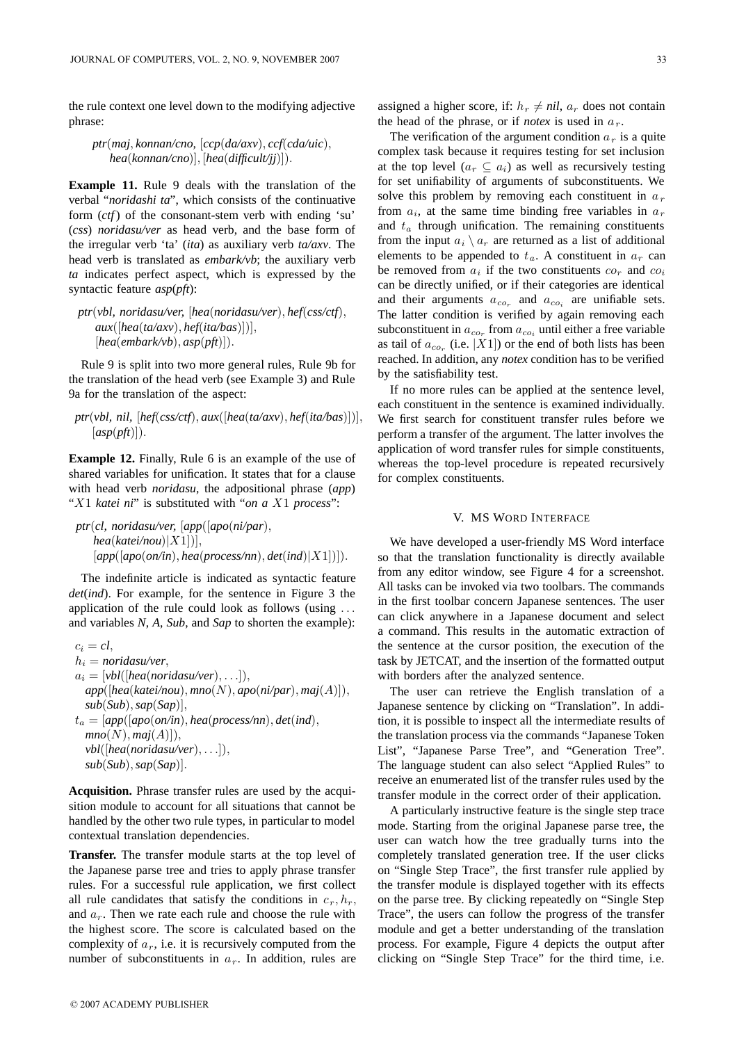the rule context one level down to the modifying adjective phrase:

$$ptr(\textit{maj}, \textit{konnan/cno}, [\textit{ccp}(\textit{da/axv}), \textit{ccf}(\textit{cda/uic}), \textit{hea}(\textit{konnan/cno})], [\textit{hea}(\textit{difficult/jj})]).$$

**Example 11.** Rule 9 deals with the translation of the verbal "*noridashi ta*", which consists of the continuative form (*ctf*) of the consonant-stem verb with ending 'su' (*css*) *noridasu/ver* as head verb, and the base form of the irregular verb 'ta' (*ita*) as auxiliary verb *ta/axv*. The head verb is translated as *embark/vb*; the auxiliary verb *ta* indicates perfect aspect, which is expressed by the syntactic feature *asp*(*pft*):

$$ptr(\textit{vbl}, \textit{noridasu/ver}, [\textit{hea}(\textit{noridasu/ver}), \textit{hef}(\textit{css/ctf}), \textit{aux}([\textit{hea}(\textit{ta/axv}), \textit{hef}(\textit{ita/bas})])], [\textit{hea}(\textit{embark/vb}), \textit{asp}(\textit{pft})]).$$

Rule 9 is split into two more general rules, Rule 9b for the translation of the head verb (see Example 3) and Rule 9a for the translation of the aspect:

$$ptr(\textit{vbl}, \textit{nil}, [\textit{hef}(\textit{css/ctf}), \textit{aux}([\textit{hea}(\textit{ta/axv}), \textit{hef}(\textit{ita/bas})])], [\textit{asp}(\textit{pft})]).$$

**Example 12.** Finally, Rule 6 is an example of the use of shared variables for unification. It states that for a clause with head verb *noridasu*, the adpositional phrase (*app*) "$X1$ *katei ni*" is substituted with "*on a* $X1$ *process*":

$$ptr(\textit{cl}, \textit{noridasu/ver}, [\textit{app}([\textit{apo}(\textit{ni/par}), \textit{hea}(\textit{katei/nou})|X1])], [\textit{app}([\textit{apo}(\textit{on/in}), \textit{hea}(\textit{process/nn}), \textit{det}(\textit{ind})|X1])]).$$

The indefinite article is indicated as syntactic feature *det*(*ind*). For example, for the sentence in Figure 3 the application of the rule could look as follows (using ... and variables *N*, *A*, *Sub*, and *Sap* to shorten the example):

$$\begin{aligned}
&c_i = \textit{cl}, \\
&h_i = \textit{noridasu/ver}, \\
&a_i = [\textit{vbl}([\textit{hea}(\textit{noridasu/ver}), \ldots]), \\
&\quad \textit{app}([\textit{hea}(\textit{katei/nou}), \textit{mno}(N), \textit{apo}(\textit{ni/par}), \textit{maj}(A)]), \\
&\quad \textit{sub}(\textit{Sub}), \textit{sap}(\textit{Sap})], \\
&t_a = [\textit{app}([\textit{apo}(\textit{on/in}), \textit{hea}(\textit{process/nn}), \textit{det}(\textit{ind}), \\
&\quad \textit{mno}(N), \textit{maj}(A)]), \\
&\quad \textit{vbl}([\textit{hea}(\textit{noridasu/ver}), \ldots]), \\
&\quad \textit{sub}(\textit{Sub}), \textit{sap}(\textit{Sap})].
\end{aligned}$$

**Acquisition.** Phrase transfer rules are used by the acquisition module to account for all situations that cannot be handled by the other two rule types, in particular to model contextual translation dependencies.

**Transfer.** The transfer module starts at the top level of the Japanese parse tree and tries to apply phrase transfer rules. For a successful rule application, we first collect all rule candidates that satisfy the conditions in $c_r, h_r$, and $a_r$. Then we rate each rule and choose the rule with the highest score. The score is calculated based on the complexity of $a_r$, i.e. it is recursively computed from the number of subconstituents in $a_r$. In addition, rules are assigned a higher score, if: $h_r \neq \textit{nil}$, $a_r$ does not contain the head of the phrase, or if *notex* is used in $a_r$.

The verification of the argument condition $a_r$ is a quite complex task because it requires testing for set inclusion at the top level ($a_r \subseteq a_i$) as well as recursively testing for set unifiability of arguments of subconstituents. We solve this problem by removing each constituent in $a_r$ from $a_i$, at the same time binding free variables in $a_r$ and $t_a$ through unification. The remaining constituents from the input $a_i \setminus a_r$ are returned as a list of additional elements to be appended to $t_a$. A constituent in $a_r$ can be removed from $a_i$ if the two constituents $co_r$ and $co_i$ can be directly unified, or if their categories are identical and their arguments $a_{co_r}$ and $a_{co_i}$ are unifiable sets. The latter condition is verified by again removing each subconstituent in $a_{co_r}$ from $a_{co_i}$ until either a free variable as tail of $a_{co_r}$ (i.e. $|X1]$) or the end of both lists has been reached. In addition, any *notex* condition has to be verified by the satisfiability test.

If no more rules can be applied at the sentence level, each constituent in the sentence is examined individually. We first search for constituent transfer rules before we perform a transfer of the argument. The latter involves the application of word transfer rules for simple constituents, whereas the top-level procedure is repeated recursively for complex constituents.

## V. MS Word Interface

We have developed a user-friendly MS Word interface so that the translation functionality is directly available from any editor window, see Figure 4 for a screenshot. All tasks can be invoked via two toolbars. The commands in the first toolbar concern Japanese sentences. The user can click anywhere in a Japanese document and select a command. This results in the automatic extraction of the sentence at the cursor position, the execution of the task by JETCAT, and the insertion of the formatted output with borders after the analyzed sentence.

The user can retrieve the English translation of a Japanese sentence by clicking on "Translation". In addition, it is possible to inspect all the intermediate results of the translation process via the commands "Japanese Token List", "Japanese Parse Tree", and "Generation Tree". The language student can also select "Applied Rules" to receive an enumerated list of the transfer rules used by the transfer module in the correct order of their application.

A particularly instructive feature is the single step trace mode. Starting from the original Japanese parse tree, the user can watch how the tree gradually turns into the completely translated generation tree. If the user clicks on "Single Step Trace", the first transfer rule applied by the transfer module is displayed together with its effects on the parse tree. By clicking repeatedly on "Single Step Trace", the users can follow the progress of the transfer module and get a better understanding of the translation process. For example, Figure 4 depicts the output after clicking on "Single Step Trace" for the third time, i.e.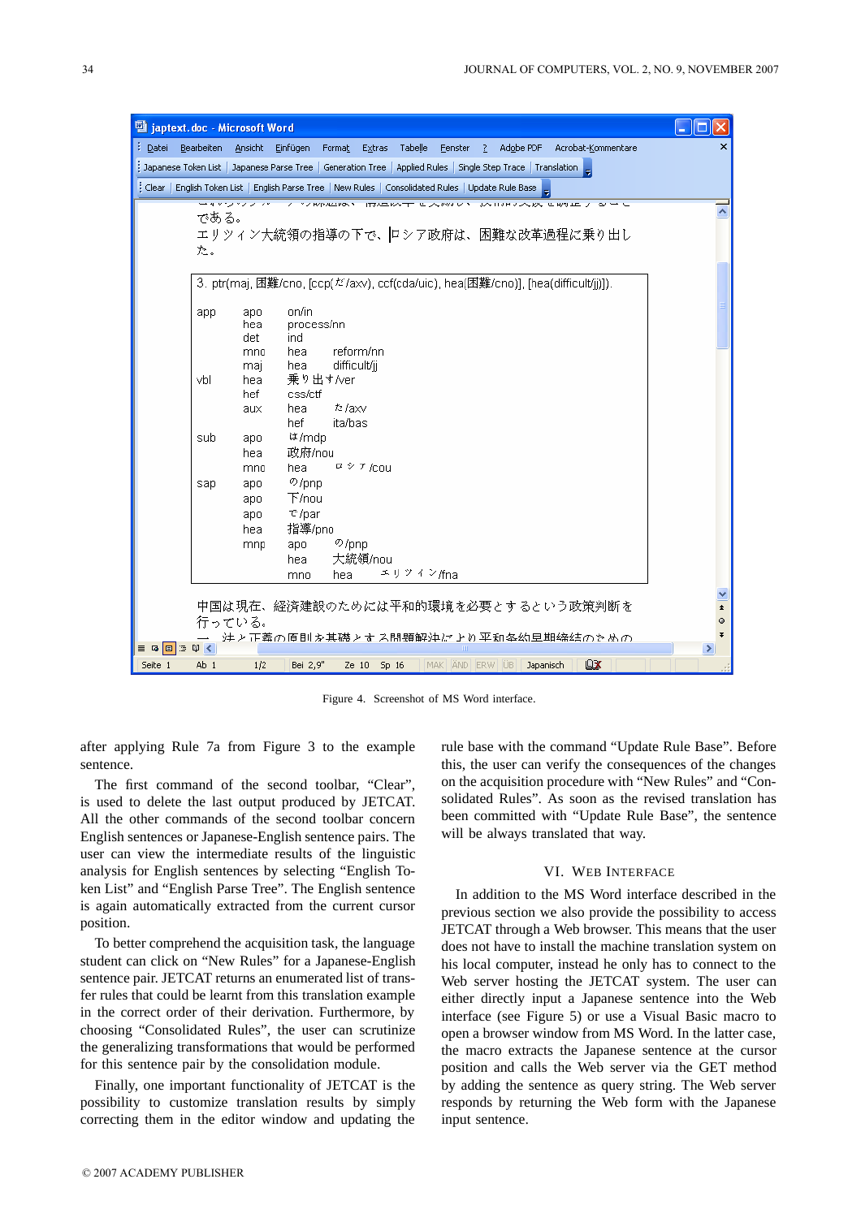Figure 4. Screenshot of MS Word interface.

after applying Rule 7a from Figure 3 to the example sentence.

The first command of the second toolbar, “Clear”, is used to delete the last output produced by JETCAT. All the other commands of the second toolbar concern English sentences or Japanese-English sentence pairs. The user can view the intermediate results of the linguistic analysis for English sentences by selecting “English Token List” and “English Parse Tree”. The English sentence is again automatically extracted from the current cursor position.

To better comprehend the acquisition task, the language student can click on “New Rules” for a Japanese-English sentence pair. JETCAT returns an enumerated list of transfer rules that could be learnt from this translation example in the correct order of their derivation. Furthermore, by choosing “Consolidated Rules”, the user can scrutinize the generalizing transformations that would be performed for this sentence pair by the consolidation module.

Finally, one important functionality of JETCAT is the possibility to customize translation results by simply correcting them in the editor window and updating the rule base with the command “Update Rule Base”. Before this, the user can verify the consequences of the changes on the acquisition procedure with “New Rules” and “Consolidated Rules”. As soon as the revised translation has been committed with “Update Rule Base”, the sentence will be always translated that way.

## VI. Web Interface

In addition to the MS Word interface described in the previous section we also provide the possibility to access JETCAT through a Web browser. This means that the user does not have to install the machine translation system on his local computer, instead he only has to connect to the Web server hosting the JETCAT system. The user can either directly input a Japanese sentence into the Web interface (see Figure 5) or use a Visual Basic macro to open a browser window from MS Word. In the latter case, the macro extracts the Japanese sentence at the cursor position and calls the Web server via the GET method by adding the sentence as query string. The Web server responds by returning the Web form with the Japanese input sentence.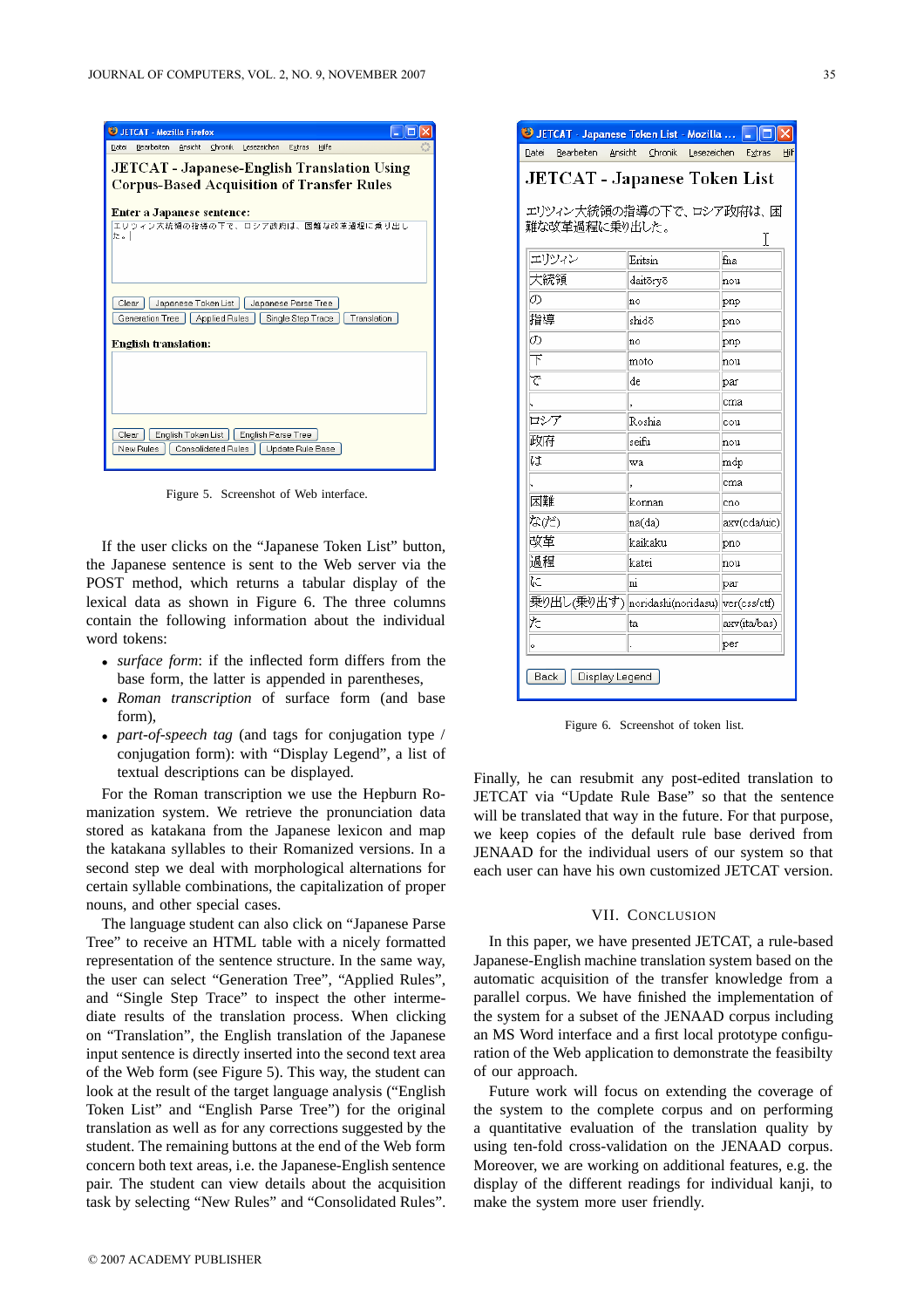Figure 5. Screenshot of Web interface.

If the user clicks on the “Japanese Token List” button, the Japanese sentence is sent to the Web server via the POST method, which returns a tabular display of the lexical data as shown in Figure 6. The three columns contain the following information about the individual word tokens:

- *surface form*: if the inflected form differs from the base form, the latter is appended in parentheses,
- *Roman transcription* of surface form (and base form),
- *part-of-speech tag* (and tags for conjugation type / conjugation form): with “Display Legend”, a list of textual descriptions can be displayed.

For the Roman transcription we use the Hepburn Romanization system. We retrieve the pronunciation data stored as katakana from the Japanese lexicon and map the katakana syllables to their Romanized versions. In a second step we deal with morphological alternations for certain syllable combinations, the capitalization of proper nouns, and other special cases.

The language student can also click on “Japanese Parse Tree” to receive an HTML table with a nicely formatted representation of the sentence structure. In the same way, the user can select “Generation Tree”, “Applied Rules”, and “Single Step Trace” to inspect the other intermediate results of the translation process. When clicking on “Translation”, the English translation of the Japanese input sentence is directly inserted into the second text area of the Web form (see Figure 5). This way, the student can look at the result of the target language analysis (“English Token List” and “English Parse Tree”) for the original translation as well as for any corrections suggested by the student. The remaining buttons at the end of the Web form concern both text areas, i.e. the Japanese-English sentence pair. The student can view details about the acquisition task by selecting “New Rules” and “Consolidated Rules”.

Figure 6. Screenshot of token list.

Finally, he can resubmit any post-edited translation to JETCAT via “Update Rule Base” so that the sentence will be translated that way in the future. For that purpose, we keep copies of the default rule base derived from JENAAD for the individual users of our system so that each user can have his own customized JETCAT version.

## VII. Conclusion

In this paper, we have presented JETCAT, a rule-based Japanese-English machine translation system based on the automatic acquisition of the transfer knowledge from a parallel corpus. We have finished the implementation of the system for a subset of the JENAAD corpus including an MS Word interface and a first local prototype configuration of the Web application to demonstrate the feasibilty of our approach.

Future work will focus on extending the coverage of the system to the complete corpus and on performing a quantitative evaluation of the translation quality by using ten-fold cross-validation on the JENAAD corpus. Moreover, we are working on additional features, e.g. the display of the different readings for individual kanji, to make the system more user friendly.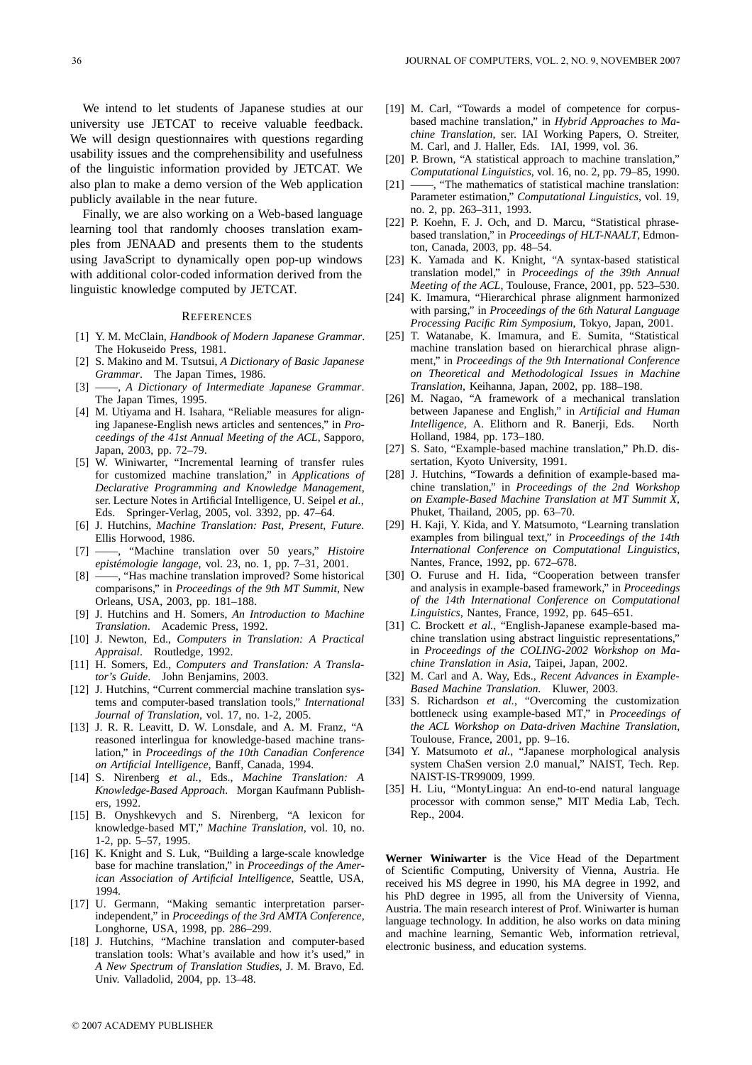We intend to let students of Japanese studies at our university use JETCAT to receive valuable feedback. We will design questionnaires with questions regarding usability issues and the comprehensibility and usefulness of the linguistic information provided by JETCAT. We also plan to make a demo version of the Web application publicly available in the near future.

Finally, we are also working on a Web-based language learning tool that randomly chooses translation examples from JENAAD and presents them to the students using JavaScript to dynamically open pop-up windows with additional color-coded information derived from the linguistic knowledge computed by JETCAT.

## REFERENCES

[1] Y. M. McClain, *Handbook of Modern Japanese Grammar*. The Hokuseido Press, 1981.

[2] S. Makino and M. Tsutsui, *A Dictionary of Basic Japanese Grammar*. The Japan Times, 1986.

[3] ——, *A Dictionary of Intermediate Japanese Grammar*. The Japan Times, 1995.

[4] M. Utiyama and H. Isahara, "Reliable measures for aligning Japanese-English news articles and sentences," in *Proceedings of the 41st Annual Meeting of the ACL*, Sapporo, Japan, 2003, pp. 72–79.

[5] W. Winiwarter, "Incremental learning of transfer rules for customized machine translation," in *Applications of Declarative Programming and Knowledge Management*, ser. Lecture Notes in Artificial Intelligence, U. Seipel *et al.*, Eds. Springer-Verlag, 2005, vol. 3392, pp. 47–64.

[6] J. Hutchins, *Machine Translation: Past, Present, Future*. Ellis Horwood, 1986.

[7] ——, "Machine translation over 50 years," *Histoire epistémologie langage*, vol. 23, no. 1, pp. 7–31, 2001.

[8] ——, "Has machine translation improved? Some historical comparisons," in *Proceedings of the 9th MT Summit*, New Orleans, USA, 2003, pp. 181–188.

[9] J. Hutchins and H. Somers, *An Introduction to Machine Translation*. Academic Press, 1992.

[10] J. Newton, Ed., *Computers in Translation: A Practical Appraisal*. Routledge, 1992.

[11] H. Somers, Ed., *Computers and Translation: A Translator's Guide*. John Benjamins, 2003.

[12] J. Hutchins, "Current commercial machine translation systems and computer-based translation tools," *International Journal of Translation*, vol. 17, no. 1-2, 2005.

[13] J. R. R. Leavitt, D. W. Lonsdale, and A. M. Franz, "A reasoned interlingua for knowledge-based machine translation," in *Proceedings of the 10th Canadian Conference on Artificial Intelligence*, Banff, Canada, 1994.

[14] S. Nirenberg *et al.*, Eds., *Machine Translation: A Knowledge-Based Approach*. Morgan Kaufmann Publishers, 1992.

[15] B. Onyshkevych and S. Nirenberg, "A lexicon for knowledge-based MT," *Machine Translation*, vol. 10, no. 1-2, pp. 5–57, 1995.

[16] K. Knight and S. Luk, "Building a large-scale knowledge base for machine translation," in *Proceedings of the American Association of Artificial Intelligence*, Seattle, USA, 1994.

[17] U. Germann, "Making semantic interpretation parser-independent," in *Proceedings of the 3rd AMTA Conference*, Longhorne, USA, 1998, pp. 286–299.

[18] J. Hutchins, "Machine translation and computer-based translation tools: What's available and how it's used," in *A New Spectrum of Translation Studies*, J. M. Bravo, Ed. Univ. Valladolid, 2004, pp. 13–48.

[19] M. Carl, "Towards a model of competence for corpus-based machine translation," in *Hybrid Approaches to Machine Translation*, ser. IAI Working Papers, O. Streiter, M. Carl, and J. Haller, Eds. IAI, 1999, vol. 36.

[20] P. Brown, "A statistical approach to machine translation," *Computational Linguistics*, vol. 16, no. 2, pp. 79–85, 1990.

[21] ——, "The mathematics of statistical machine translation: Parameter estimation," *Computational Linguistics*, vol. 19, no. 2, pp. 263–311, 1993.

[22] P. Koehn, F. J. Och, and D. Marcu, "Statistical phrase-based translation," in *Proceedings of HLT-NAALT*, Edmonton, Canada, 2003, pp. 48–54.

[23] K. Yamada and K. Knight, "A syntax-based statistical translation model," in *Proceedings of the 39th Annual Meeting of the ACL*, Toulouse, France, 2001, pp. 523–530.

[24] K. Imamura, "Hierarchical phrase alignment harmonized with parsing," in *Proceedings of the 6th Natural Language Processing Pacific Rim Symposium*, Tokyo, Japan, 2001.

[25] T. Watanabe, K. Imamura, and E. Sumita, "Statistical machine translation based on hierarchical phrase alignment," in *Proceedings of the 9th International Conference on Theoretical and Methodological Issues in Machine Translation*, Keihanna, Japan, 2002, pp. 188–198.

[26] M. Nagao, "A framework of a mechanical translation between Japanese and English," in *Artificial and Human Intelligence*, A. Elithorn and R. Banerji, Eds. North Holland, 1984, pp. 173–180.

[27] S. Sato, "Example-based machine translation," Ph.D. dissertation, Kyoto University, 1991.

[28] J. Hutchins, "Towards a definition of example-based machine translation," in *Proceedings of the 2nd Workshop on Example-Based Machine Translation at MT Summit X*, Phuket, Thailand, 2005, pp. 63–70.

[29] H. Kaji, Y. Kida, and Y. Matsumoto, "Learning translation examples from bilingual text," in *Proceedings of the 14th International Conference on Computational Linguistics*, Nantes, France, 1992, pp. 672–678.

[30] O. Furuse and H. Iida, "Cooperation between transfer and analysis in example-based framework," in *Proceedings of the 14th International Conference on Computational Linguistics*, Nantes, France, 1992, pp. 645–651.

[31] C. Brockett *et al.*, "English-Japanese example-based machine translation using abstract linguistic representations," in *Proceedings of the COLING-2002 Workshop on Machine Translation in Asia*, Taipei, Japan, 2002.

[32] M. Carl and A. Way, Eds., *Recent Advances in Example-Based Machine Translation*. Kluwer, 2003.

[33] S. Richardson *et al.*, "Overcoming the customization bottleneck using example-based MT," in *Proceedings of the ACL Workshop on Data-driven Machine Translation*, Toulouse, France, 2001, pp. 9–16.

[34] Y. Matsumoto *et al.*, "Japanese morphological analysis system ChaSen version 2.0 manual," NAIST, Tech. Rep. NAIST-IS-TR99009, 1999.

[35] H. Liu, "MontyLingua: An end-to-end natural language processor with common sense," MIT Media Lab, Tech. Rep., 2004.

**Werner Winiwarter** is the Vice Head of the Department of Scientific Computing, University of Vienna, Austria. He received his MS degree in 1990, his MA degree in 1992, and his PhD degree in 1995, all from the University of Vienna, Austria. The main research interest of Prof. Winiwarter is human language technology. In addition, he also works on data mining and machine learning, Semantic Web, information retrieval, electronic business, and education systems.